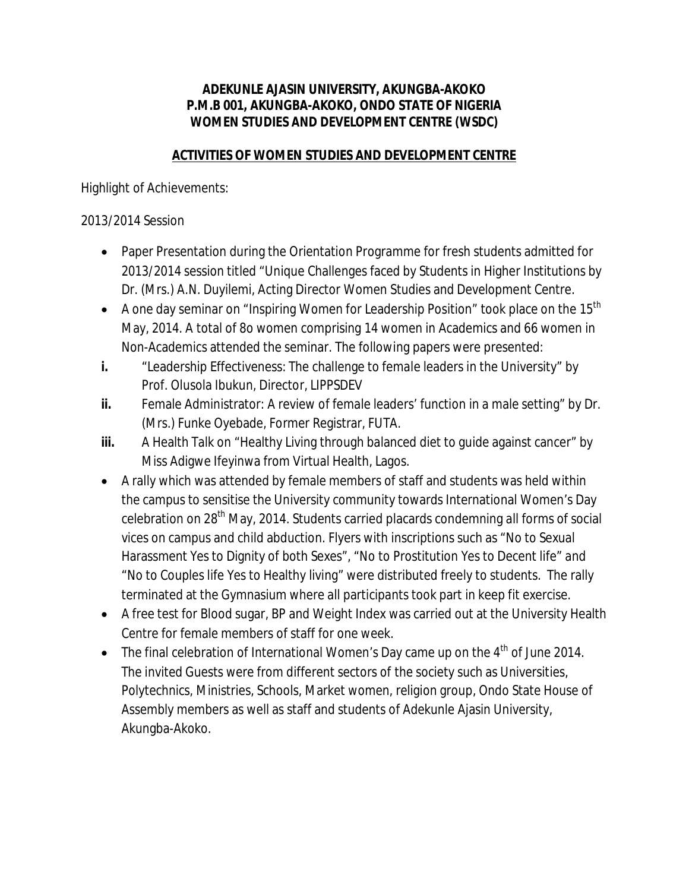**ADEKUNLE AJASIN UNIVERSITY, AKUNGBA-AKOKO**
**P.M.B 001, AKUNGBA-AKOKO, ONDO STATE OF NIGERIA**
**WOMEN STUDIES AND DEVELOPMENT CENTRE (WSDC)**

**ACTIVITIES OF WOMEN STUDIES AND DEVELOPMENT CENTRE**

Highlight of Achievements:

2013/2014 Session

- Paper Presentation during the Orientation Programme for fresh students admitted for 2013/2014 session titled "Unique Challenges faced by Students in Higher Institutions by Dr. (Mrs.) A.N. Duyilemi, Acting Director Women Studies and Development Centre.
- A one day seminar on "Inspiring Women for Leadership Position" took place on the 15th May, 2014. A total of 8o women comprising 14 women in Academics and 66 women in Non-Academics attended the seminar. The following papers were presented:

**i.** "Leadership Effectiveness: The challenge to female leaders in the University" by Prof. Olusola Ibukun, Director, LIPPSDEV

**ii.** Female Administrator: A review of female leaders' function in a male setting" by Dr. (Mrs.) Funke Oyebade, Former Registrar, FUTA.

**iii.** A Health Talk on "Healthy Living through balanced diet to guide against cancer" by Miss Adigwe Ifeyinwa from Virtual Health, Lagos.

- A rally which was attended by female members of staff and students was held within the campus to sensitise the University community towards International Women's Day celebration on 28th May, 2014. Students carried placards condemning all forms of social vices on campus and child abduction. Flyers with inscriptions such as "No to Sexual Harassment Yes to Dignity of both Sexes", "No to Prostitution Yes to Decent life" and "No to Couples life Yes to Healthy living" were distributed freely to students. The rally terminated at the Gymnasium where all participants took part in keep fit exercise.
- A free test for Blood sugar, BP and Weight Index was carried out at the University Health Centre for female members of staff for one week.
- The final celebration of International Women's Day came up on the 4th of June 2014. The invited Guests were from different sectors of the society such as Universities, Polytechnics, Ministries, Schools, Market women, religion group, Ondo State House of Assembly members as well as staff and students of Adekunle Ajasin University, Akungba-Akoko.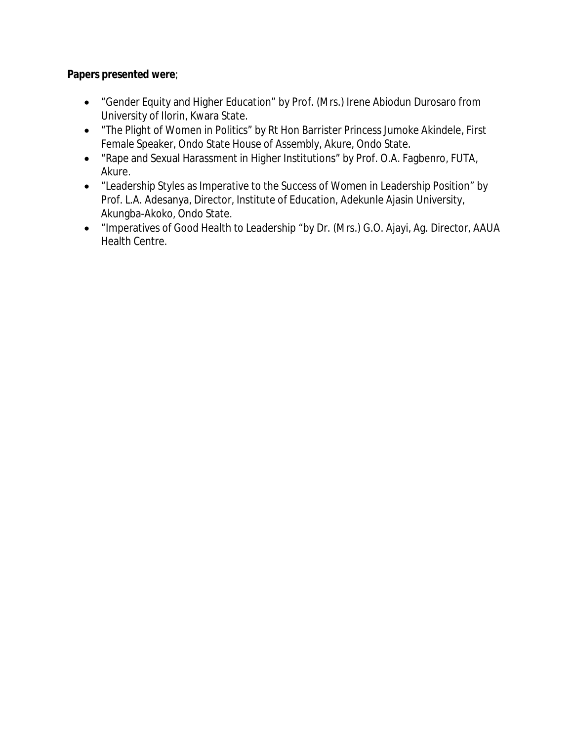**Papers presented were**;

- "Gender Equity and Higher Education" by Prof. (Mrs.) Irene Abiodun Durosaro from University of Ilorin, Kwara State.
- "The Plight of Women in Politics" by Rt Hon Barrister Princess Jumoke Akindele, First Female Speaker, Ondo State House of Assembly, Akure, Ondo State.
- "Rape and Sexual Harassment in Higher Institutions" by Prof. O.A. Fagbenro, FUTA, Akure.
- "Leadership Styles as Imperative to the Success of Women in Leadership Position" by Prof. L.A. Adesanya, Director, Institute of Education, Adekunle Ajasin University, Akungba-Akoko, Ondo State.
- "Imperatives of Good Health to Leadership "by Dr. (Mrs.) G.O. Ajayi, Ag. Director, AAUA Health Centre.